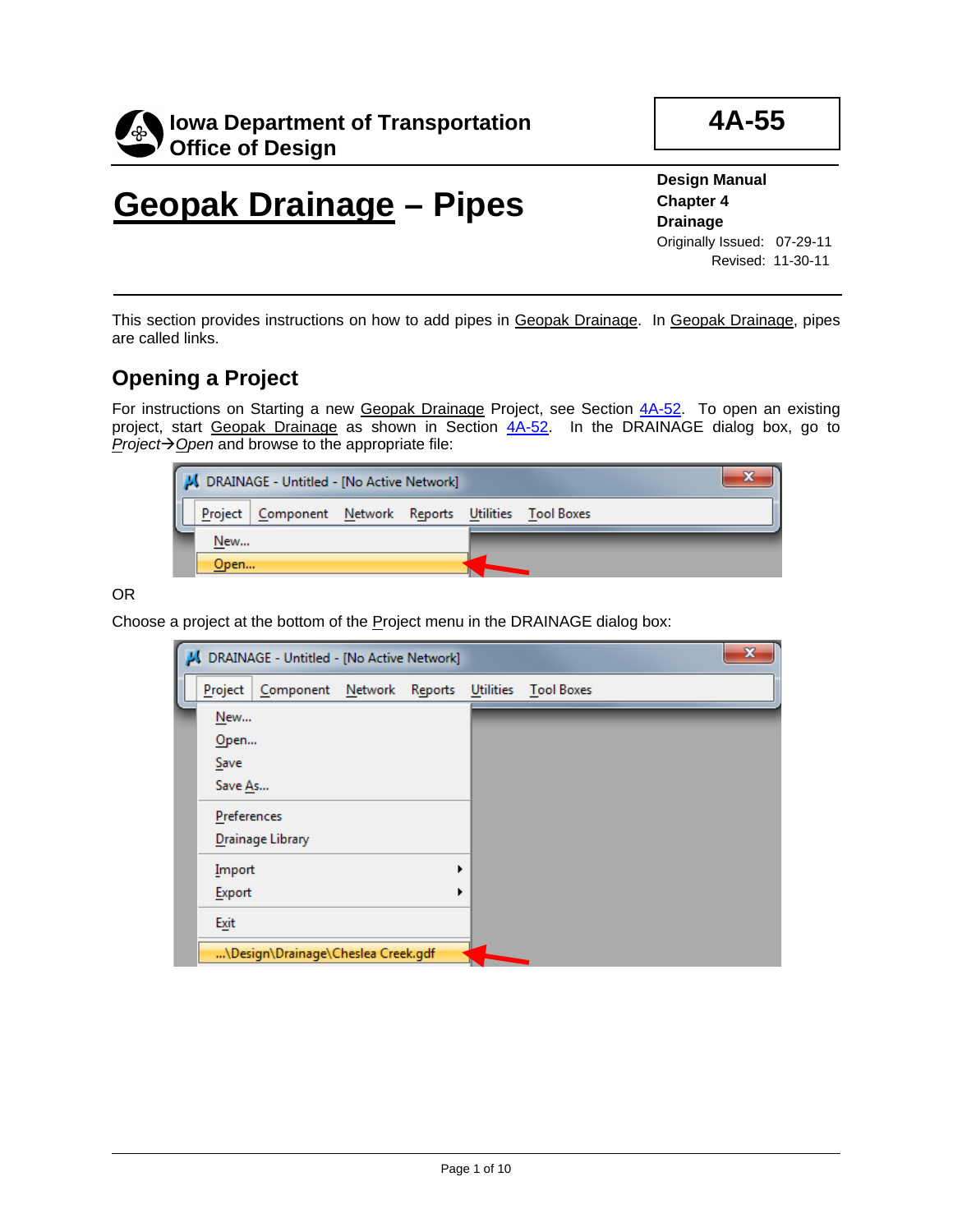**Iowa Department of Transportation**
**Office of Design**

**4A-55**

# Geopak Drainage – Pipes

**Design Manual**
**Chapter 4**
**Drainage**
Originally Issued: 07-29-11
Revised: 11-30-11

This section provides instructions on how to add pipes in Geopak Drainage. In Geopak Drainage, pipes are called links.

## Opening a Project

For instructions on Starting a new Geopak Drainage Project, see Section 4A-52. To open an existing project, start Geopak Drainage as shown in Section 4A-52. In the DRAINAGE dialog box, go to *Project→Open* and browse to the appropriate file:

OR

Choose a project at the bottom of the Project menu in the DRAINAGE dialog box: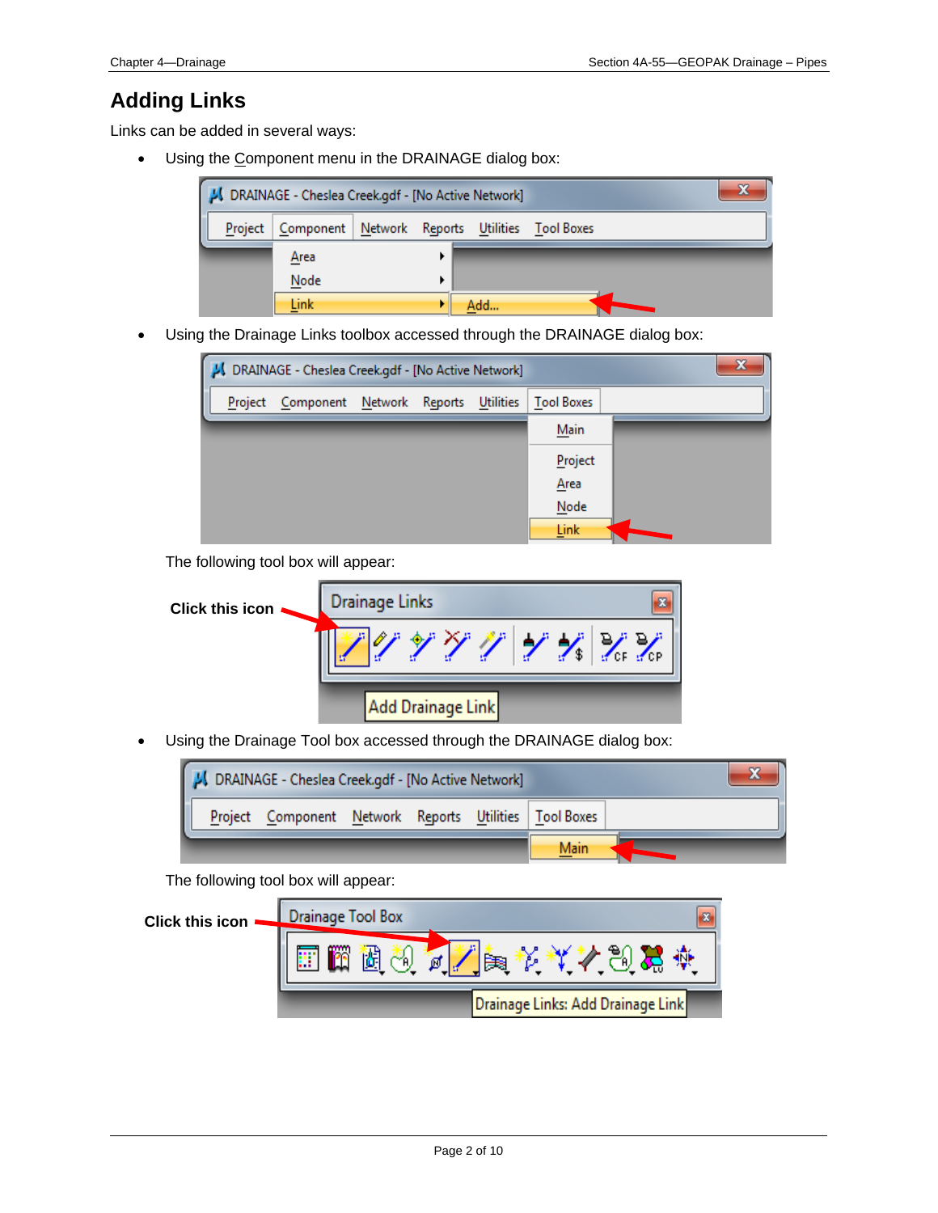## Adding Links

Links can be added in several ways:

- Using the Component menu in the DRAINAGE dialog box:

- Using the Drainage Links toolbox accessed through the DRAINAGE dialog box:

  The following tool box will appear:

  **Click this icon**

- Using the Drainage Tool box accessed through the DRAINAGE dialog box:

  The following tool box will appear:

  **Click this icon**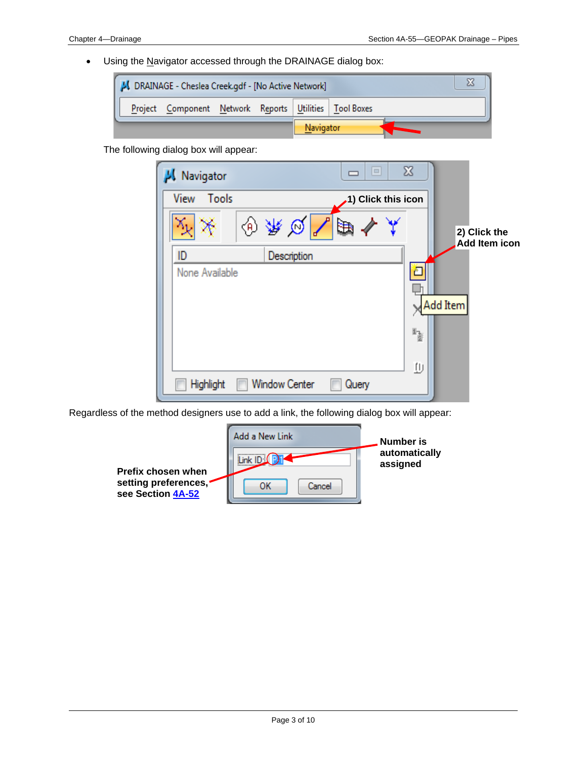- Using the Navigator accessed through the DRAINAGE dialog box:

The following dialog box will appear:

Regardless of the method designers use to add a link, the following dialog box will appear: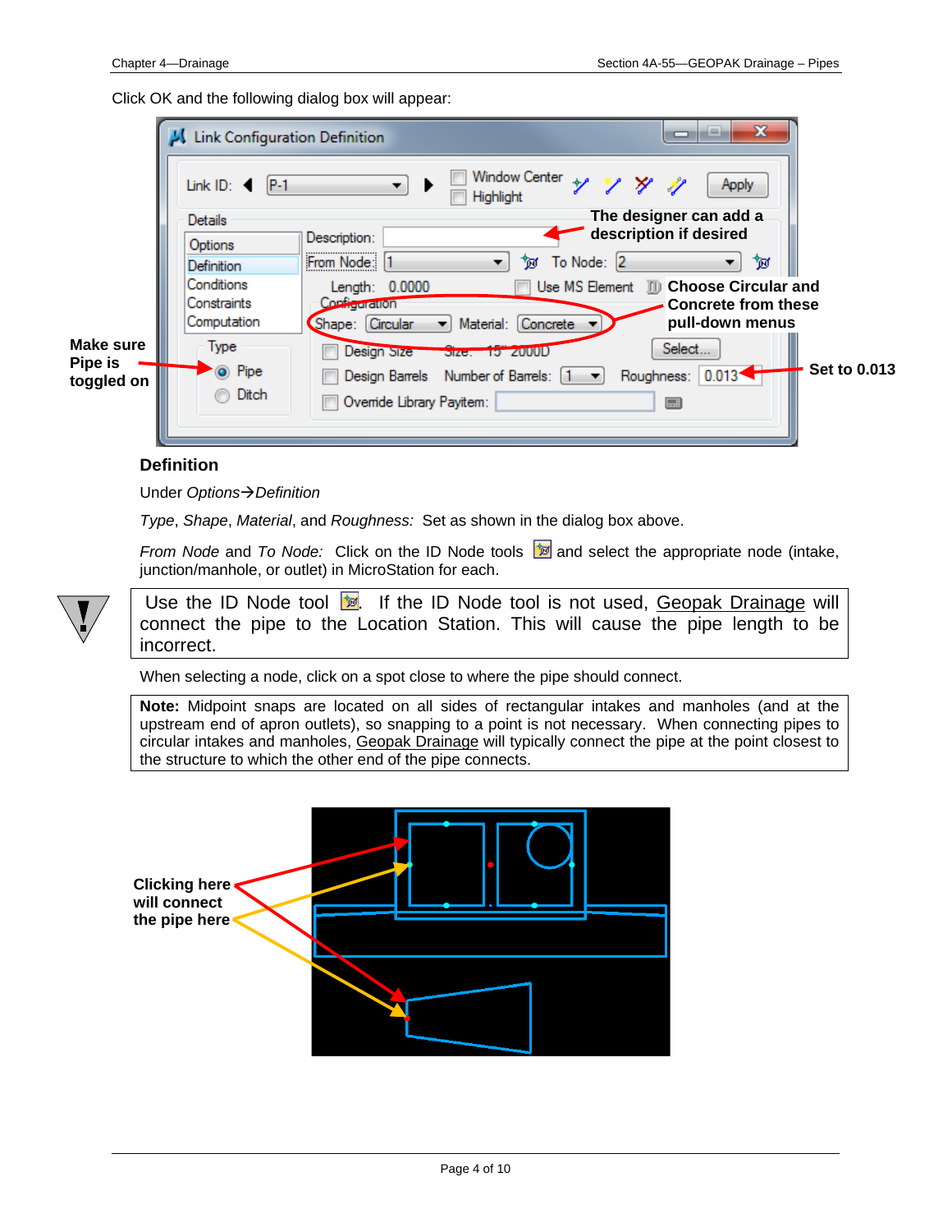Click OK and the following dialog box will appear:

Make sure Pipe is toggled on

The designer can add a description if desired

Choose Circular and Concrete from these pull-down menus

Set to 0.013

### Definition

Under *Options→Definition*

*Type*, *Shape*, *Material*, and *Roughness:* Set as shown in the dialog box above.

*From Node* and *To Node:* Click on the ID Node tools and select the appropriate node (intake, junction/manhole, or outlet) in MicroStation for each.

> Use the ID Node tool . If the ID Node tool is not used, Geopak Drainage will connect the pipe to the Location Station. This will cause the pipe length to be incorrect.

When selecting a node, click on a spot close to where the pipe should connect.

> **Note:** Midpoint snaps are located on all sides of rectangular intakes and manholes (and at the upstream end of apron outlets), so snapping to a point is not necessary. When connecting pipes to circular intakes and manholes, Geopak Drainage will typically connect the pipe at the point closest to the structure to which the other end of the pipe connects.

Clicking here will connect the pipe here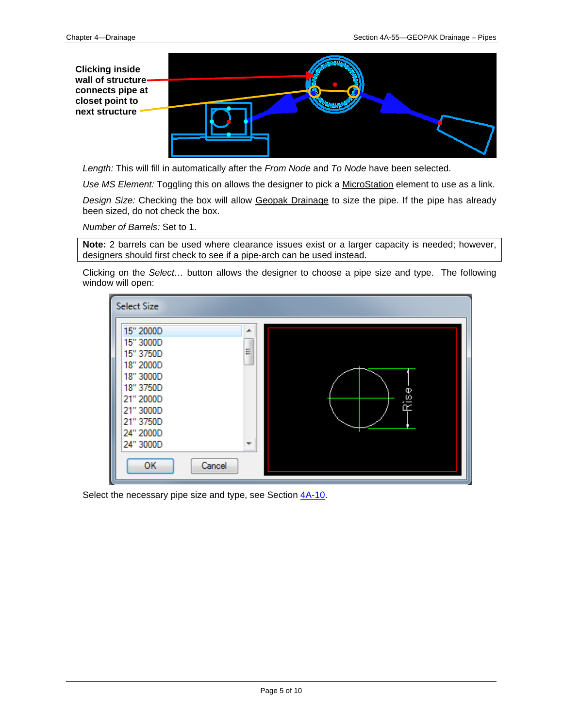Clicking inside wall of structure connects pipe at closet point to next structure

*Length:* This will fill in automatically after the *From Node* and *To Node* have been selected.

*Use MS Element:* Toggling this on allows the designer to pick a MicroStation element to use as a link.

*Design Size:* Checking the box will allow Geopak Drainage to size the pipe. If the pipe has already been sized, do not check the box.

*Number of Barrels:* Set to 1.

> **Note:** 2 barrels can be used where clearance issues exist or a larger capacity is needed; however, designers should first check to see if a pipe-arch can be used instead.

Clicking on the *Select…* button allows the designer to choose a pipe size and type. The following window will open:

Select Size

15" 2000D
15" 3000D
15" 3750D
18" 2000D
18" 3000D
18" 3750D
21" 2000D
21" 3000D
21" 3750D
24" 2000D
24" 3000D

OK Cancel

Rise

Select the necessary pipe size and type, see Section 4A-10.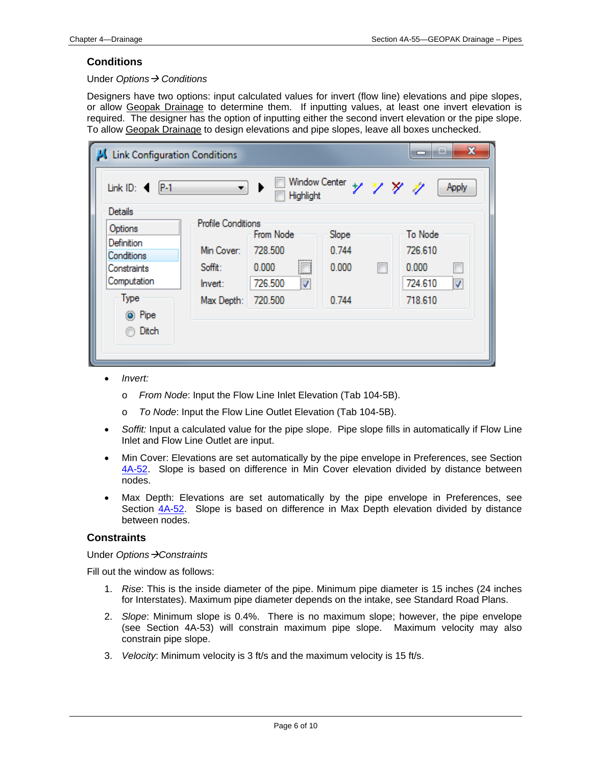### Conditions

Under *Options*→ *Conditions*

Designers have two options: input calculated values for invert (flow line) elevations and pipe slopes, or allow Geopak Drainage to determine them. If inputting values, at least one invert elevation is required. The designer has the option of inputting either the second invert elevation or the pipe slope. To allow Geopak Drainage to design elevations and pipe slopes, leave all boxes unchecked.

- *Invert:*
  - o *From Node*: Input the Flow Line Inlet Elevation (Tab 104-5B).
  - o *To Node*: Input the Flow Line Outlet Elevation (Tab 104-5B).
- *Soffit:* Input a calculated value for the pipe slope. Pipe slope fills in automatically if Flow Line Inlet and Flow Line Outlet are input.
- Min Cover: Elevations are set automatically by the pipe envelope in Preferences, see Section 4A-52. Slope is based on difference in Min Cover elevation divided by distance between nodes.
- Max Depth: Elevations are set automatically by the pipe envelope in Preferences, see Section 4A-52. Slope is based on difference in Max Depth elevation divided by distance between nodes.

### Constraints

Under *Options*→*Constraints*

Fill out the window as follows:

1. *Rise*: This is the inside diameter of the pipe. Minimum pipe diameter is 15 inches (24 inches for Interstates). Maximum pipe diameter depends on the intake, see Standard Road Plans.
2. *Slope*: Minimum slope is 0.4%. There is no maximum slope; however, the pipe envelope (see Section 4A-53) will constrain maximum pipe slope. Maximum velocity may also constrain pipe slope.
3. *Velocity*: Minimum velocity is 3 ft/s and the maximum velocity is 15 ft/s.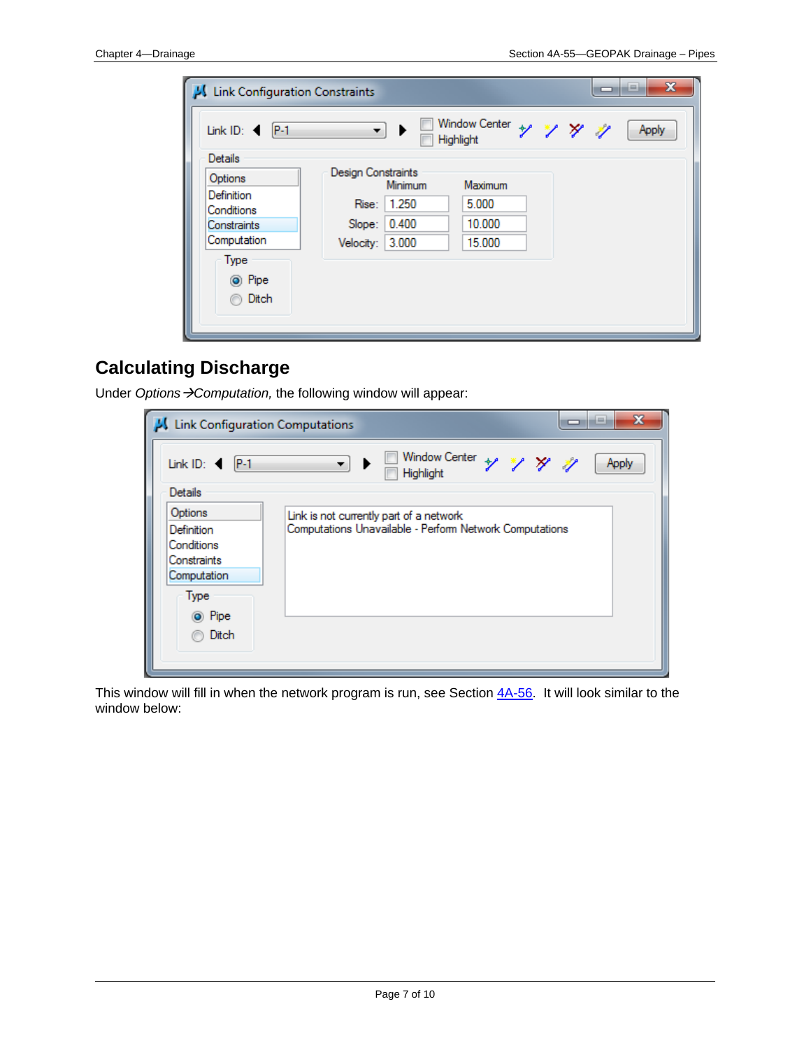## Calculating Discharge

Under *Options →Computation,* the following window will appear:

This window will fill in when the network program is run, see Section 4A-56. It will look similar to the window below: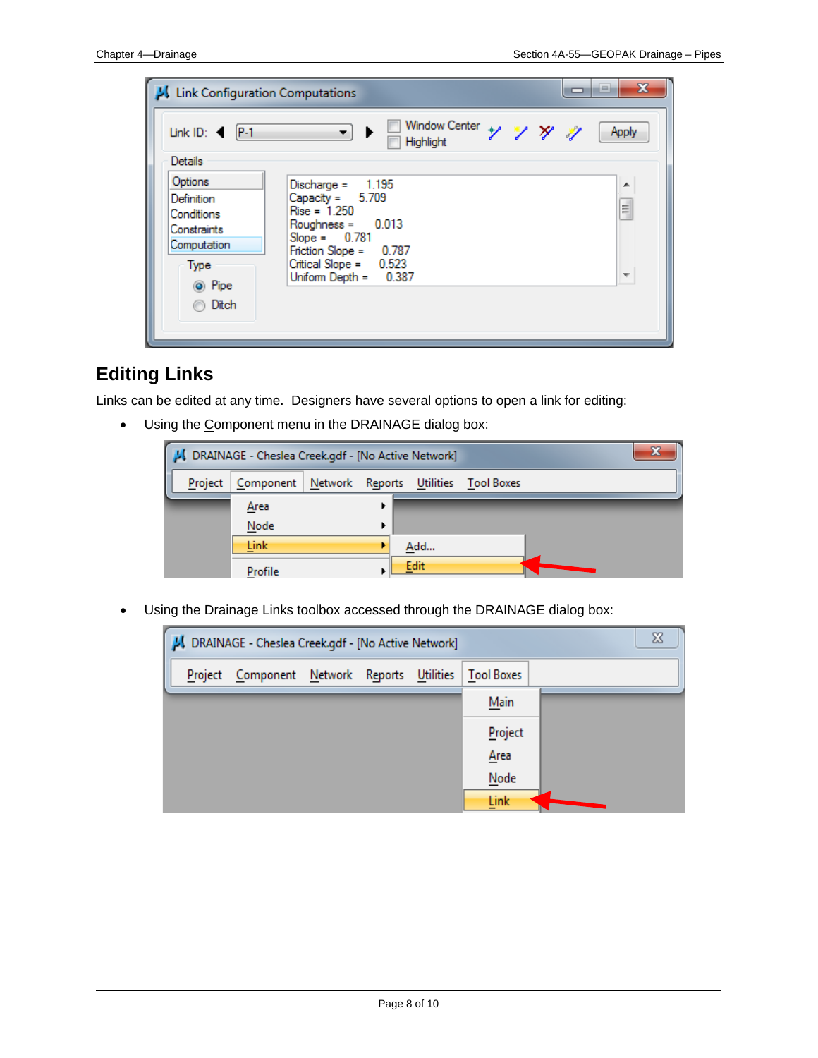## Editing Links

Links can be edited at any time. Designers have several options to open a link for editing:

- Using the Component menu in the DRAINAGE dialog box:

- Using the Drainage Links toolbox accessed through the DRAINAGE dialog box: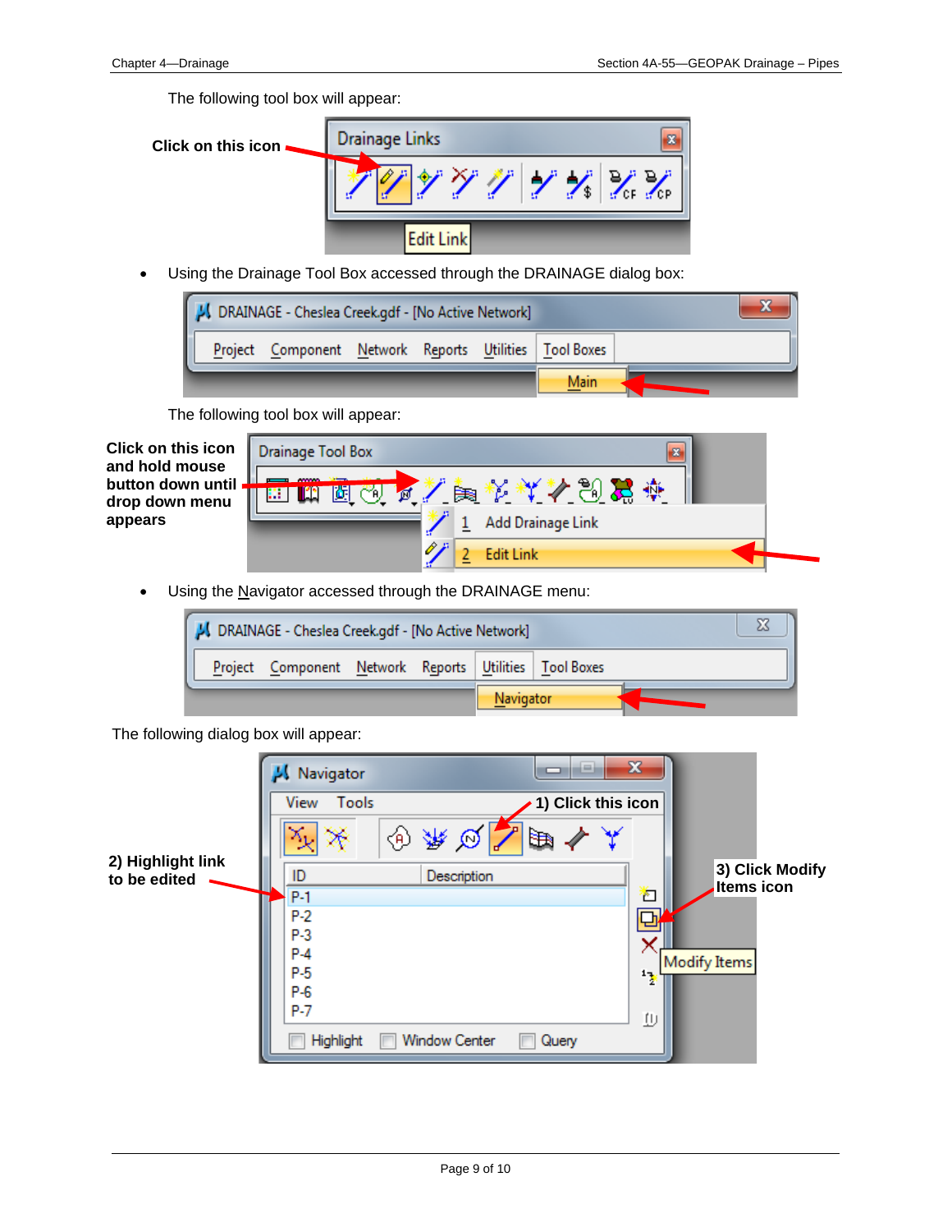The following tool box will appear:

**Click on this icon**

Drainage Links

Edit Link

- Using the Drainage Tool Box accessed through the DRAINAGE dialog box:

DRAINAGE - Cheslea Creek.gdf - [No Active Network]

Project Component Network Reports Utilities Tool Boxes

Main

The following tool box will appear:

**Click on this icon and hold mouse button down until drop down menu appears**

Drainage Tool Box

1 Add Drainage Link

2 Edit Link

- Using the Navigator accessed through the DRAINAGE menu:

DRAINAGE - Cheslea Creek.gdf - [No Active Network]

Project Component Network Reports Utilities Tool Boxes

Navigator

The following dialog box will appear:

Navigator

View Tools

**1) Click this icon**

**2) Highlight link to be edited**

**3) Click Modify Items icon**

| ID | Description |
| --- | --- |
| P-1 | |
| P-2 | |
| P-3 | |
| P-4 | |
| P-5 | |
| P-6 | |
| P-7 | |

Modify Items

Highlight Window Center Query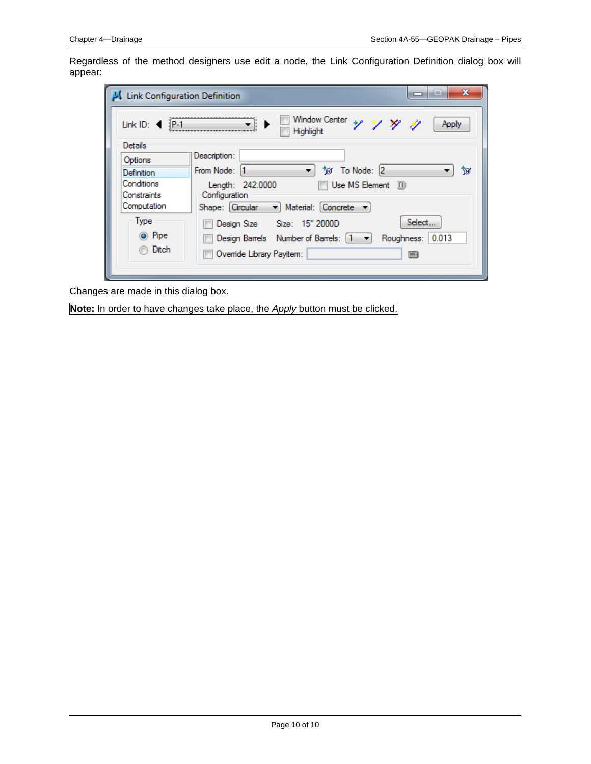Regardless of the method designers use edit a node, the Link Configuration Definition dialog box will appear:

Changes are made in this dialog box.

**Note:** In order to have changes take place, the *Apply* button must be clicked.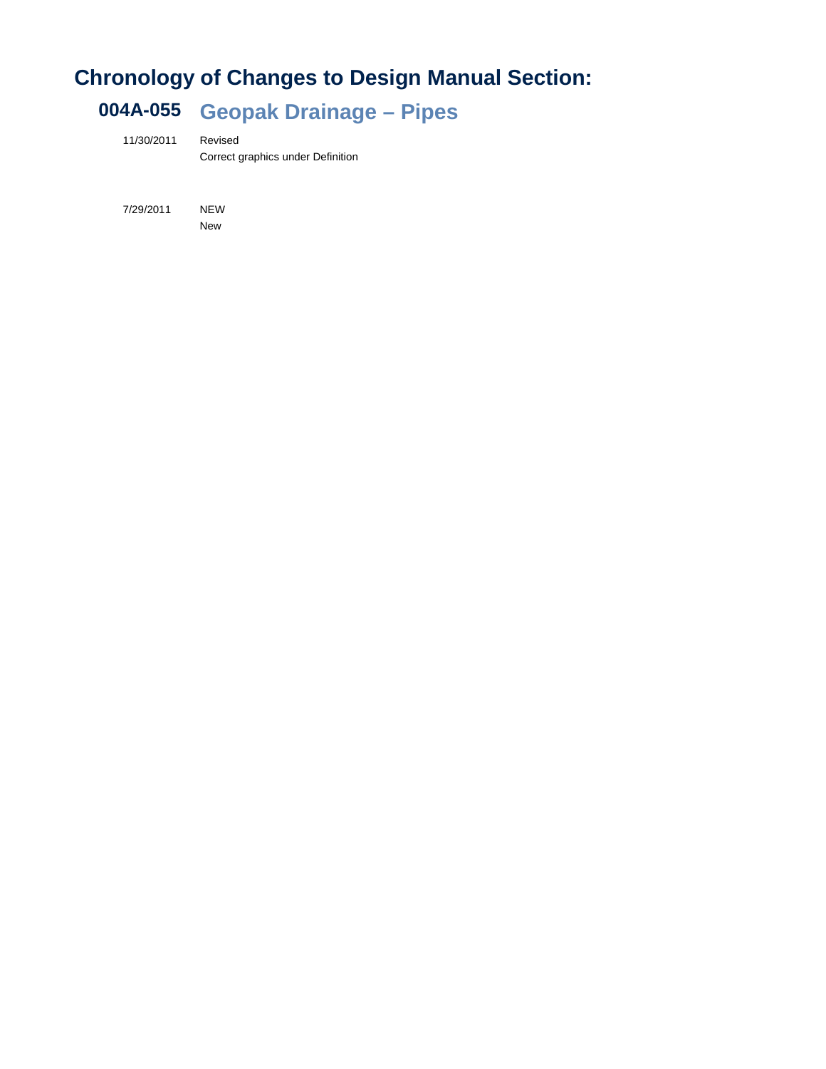# Chronology of Changes to Design Manual Section:

## 004A-055 Geopak Drainage – Pipes

11/30/2011 Revised
Correct graphics under Definition

7/29/2011 NEW
New